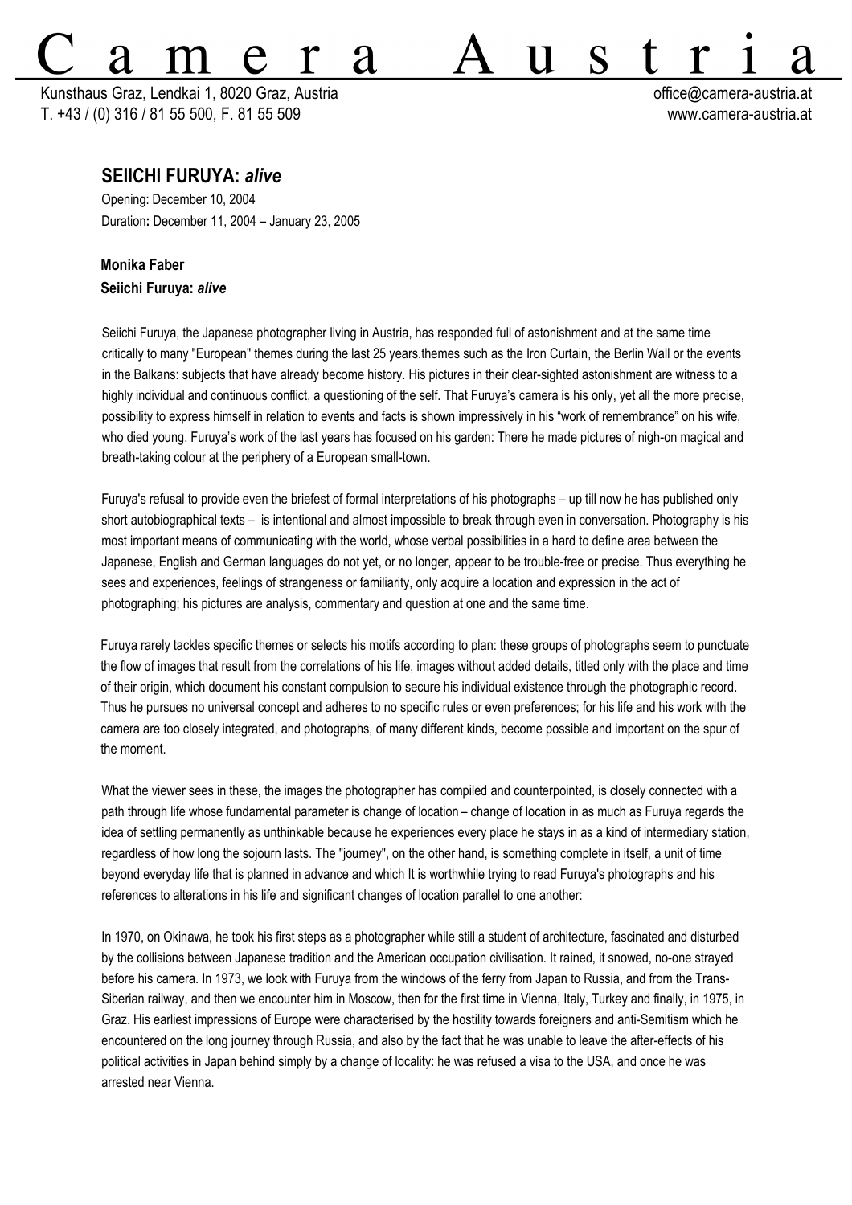# Camera Austria

Kunsthaus Graz, Lendkai 1, 8020 Graz, Austria
T. +43 / (0) 316 / 81 55 500, F. 81 55 509

office@camera-austria.at
www.camera-austria.at

## SEIICHI FURUYA: *alive*

Opening: December 10, 2004
Duration**:** December 11, 2004 – January 23, 2005

**Monika Faber**
**Seiichi Furuya: *alive***

Seiichi Furuya, the Japanese photographer living in Austria, has responded full of astonishment and at the same time critically to many "European" themes during the last 25 years.themes such as the Iron Curtain, the Berlin Wall or the events in the Balkans: subjects that have already become history. His pictures in their clear-sighted astonishment are witness to a highly individual and continuous conflict, a questioning of the self. That Furuya's camera is his only, yet all the more precise, possibility to express himself in relation to events and facts is shown impressively in his "work of remembrance" on his wife, who died young. Furuya's work of the last years has focused on his garden: There he made pictures of nigh-on magical and breath-taking colour at the periphery of a European small-town.

Furuya's refusal to provide even the briefest of formal interpretations of his photographs – up till now he has published only short autobiographical texts – is intentional and almost impossible to break through even in conversation. Photography is his most important means of communicating with the world, whose verbal possibilities in a hard to define area between the Japanese, English and German languages do not yet, or no longer, appear to be trouble-free or precise. Thus everything he sees and experiences, feelings of strangeness or familiarity, only acquire a location and expression in the act of photographing; his pictures are analysis, commentary and question at one and the same time.

Furuya rarely tackles specific themes or selects his motifs according to plan: these groups of photographs seem to punctuate the flow of images that result from the correlations of his life, images without added details, titled only with the place and time of their origin, which document his constant compulsion to secure his individual existence through the photographic record. Thus he pursues no universal concept and adheres to no specific rules or even preferences; for his life and his work with the camera are too closely integrated, and photographs, of many different kinds, become possible and important on the spur of the moment.

What the viewer sees in these, the images the photographer has compiled and counterpointed, is closely connected with a path through life whose fundamental parameter is change of location – change of location in as much as Furuya regards the idea of settling permanently as unthinkable because he experiences every place he stays in as a kind of intermediary station, regardless of how long the sojourn lasts. The "journey", on the other hand, is something complete in itself, a unit of time beyond everyday life that is planned in advance and which It is worthwhile trying to read Furuya's photographs and his references to alterations in his life and significant changes of location parallel to one another:

In 1970, on Okinawa, he took his first steps as a photographer while still a student of architecture, fascinated and disturbed by the collisions between Japanese tradition and the American occupation civilisation. It rained, it snowed, no-one strayed before his camera. In 1973, we look with Furuya from the windows of the ferry from Japan to Russia, and from the Trans-Siberian railway, and then we encounter him in Moscow, then for the first time in Vienna, Italy, Turkey and finally, in 1975, in Graz. His earliest impressions of Europe were characterised by the hostility towards foreigners and anti-Semitism which he encountered on the long journey through Russia, and also by the fact that he was unable to leave the after-effects of his political activities in Japan behind simply by a change of locality: he was refused a visa to the USA, and once he was arrested near Vienna.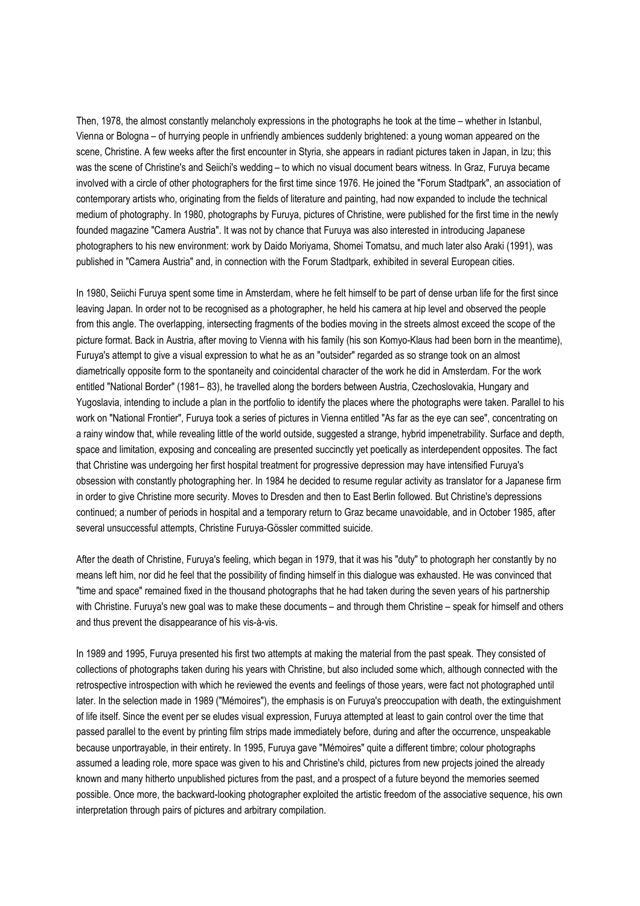Then, 1978, the almost constantly melancholy expressions in the photographs he took at the time – whether in Istanbul, Vienna or Bologna – of hurrying people in unfriendly ambiences suddenly brightened: a young woman appeared on the scene, Christine. A few weeks after the first encounter in Styria, she appears in radiant pictures taken in Japan, in Izu; this was the scene of Christine's and Seiichi's wedding – to which no visual document bears witness. In Graz, Furuya became involved with a circle of other photographers for the first time since 1976. He joined the "Forum Stadtpark", an association of contemporary artists who, originating from the fields of literature and painting, had now expanded to include the technical medium of photography. In 1980, photographs by Furuya, pictures of Christine, were published for the first time in the newly founded magazine "Camera Austria". It was not by chance that Furuya was also interested in introducing Japanese photographers to his new environment: work by Daido Moriyama, Shomei Tomatsu, and much later also Araki (1991), was published in "Camera Austria" and, in connection with the Forum Stadtpark, exhibited in several European cities.

In 1980, Seiichi Furuya spent some time in Amsterdam, where he felt himself to be part of dense urban life for the first since leaving Japan. In order not to be recognised as a photographer, he held his camera at hip level and observed the people from this angle. The overlapping, intersecting fragments of the bodies moving in the streets almost exceed the scope of the picture format. Back in Austria, after moving to Vienna with his family (his son Komyo-Klaus had been born in the meantime), Furuya's attempt to give a visual expression to what he as an "outsider" regarded as so strange took on an almost diametrically opposite form to the spontaneity and coincidental character of the work he did in Amsterdam. For the work entitled "National Border" (1981– 83), he travelled along the borders between Austria, Czechoslovakia, Hungary and Yugoslavia, intending to include a plan in the portfolio to identify the places where the photographs were taken. Parallel to his work on "National Frontier", Furuya took a series of pictures in Vienna entitled "As far as the eye can see", concentrating on a rainy window that, while revealing little of the world outside, suggested a strange, hybrid impenetrability. Surface and depth, space and limitation, exposing and concealing are presented succinctly yet poetically as interdependent opposites. The fact that Christine was undergoing her first hospital treatment for progressive depression may have intensified Furuya's obsession with constantly photographing her. In 1984 he decided to resume regular activity as translator for a Japanese firm in order to give Christine more security. Moves to Dresden and then to East Berlin followed. But Christine's depressions continued; a number of periods in hospital and a temporary return to Graz became unavoidable, and in October 1985, after several unsuccessful attempts, Christine Furuya-Gössler committed suicide.

After the death of Christine, Furuya's feeling, which began in 1979, that it was his "duty" to photograph her constantly by no means left him, nor did he feel that the possibility of finding himself in this dialogue was exhausted. He was convinced that "time and space" remained fixed in the thousand photographs that he had taken during the seven years of his partnership with Christine. Furuya's new goal was to make these documents – and through them Christine – speak for himself and others and thus prevent the disappearance of his vis-à-vis.

In 1989 and 1995, Furuya presented his first two attempts at making the material from the past speak. They consisted of collections of photographs taken during his years with Christine, but also included some which, although connected with the retrospective introspection with which he reviewed the events and feelings of those years, were fact not photographed until later. In the selection made in 1989 ("Mémoires"), the emphasis is on Furuya's preoccupation with death, the extinguishment of life itself. Since the event per se eludes visual expression, Furuya attempted at least to gain control over the time that passed parallel to the event by printing film strips made immediately before, during and after the occurrence, unspeakable because unportrayable, in their entirety. In 1995, Furuya gave "Mémoires" quite a different timbre; colour photographs assumed a leading role, more space was given to his and Christine's child, pictures from new projects joined the already known and many hitherto unpublished pictures from the past, and a prospect of a future beyond the memories seemed possible. Once more, the backward-looking photographer exploited the artistic freedom of the associative sequence, his own interpretation through pairs of pictures and arbitrary compilation.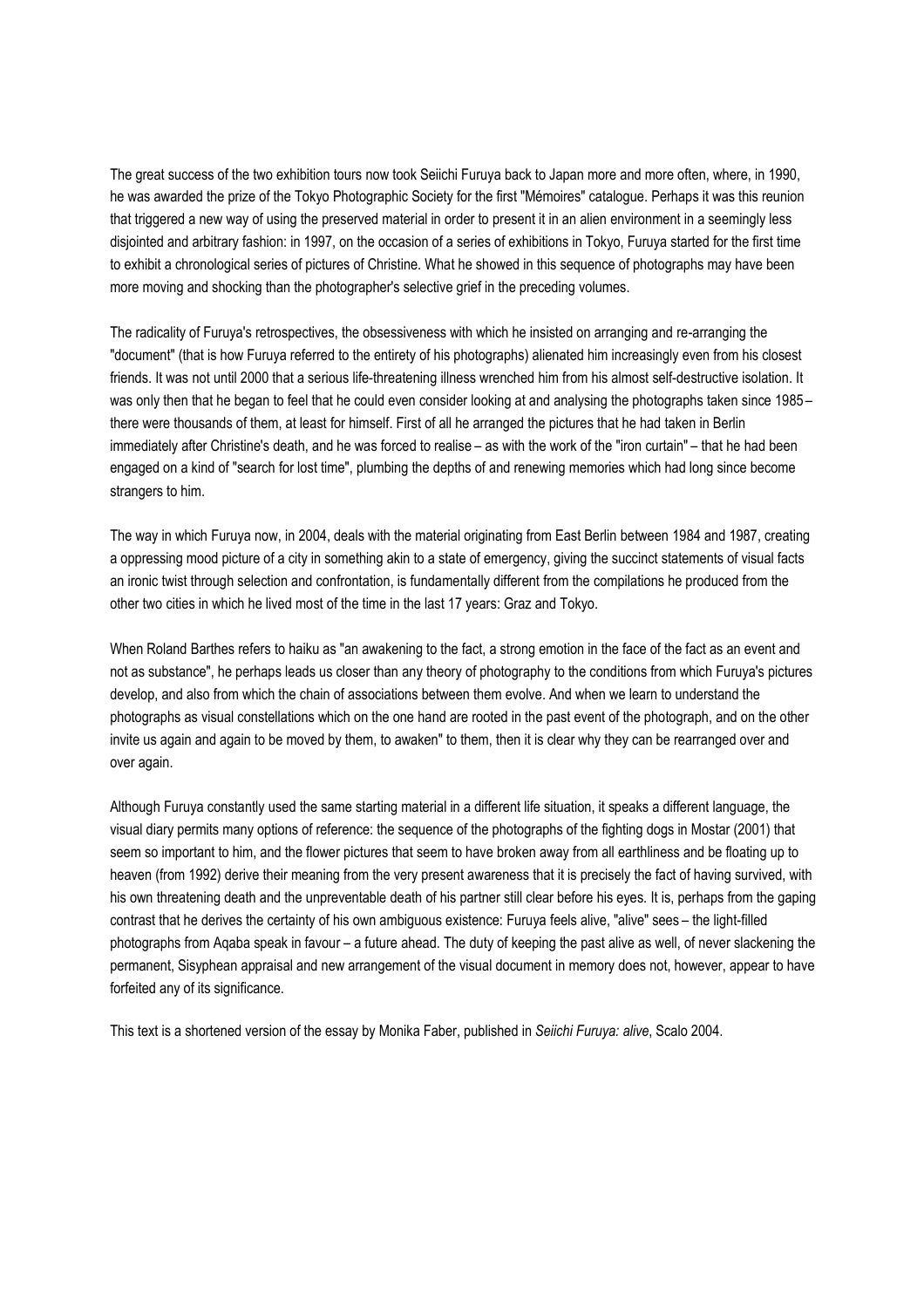The great success of the two exhibition tours now took Seiichi Furuya back to Japan more and more often, where, in 1990, he was awarded the prize of the Tokyo Photographic Society for the first "Mémoires" catalogue. Perhaps it was this reunion that triggered a new way of using the preserved material in order to present it in an alien environment in a seemingly less disjointed and arbitrary fashion: in 1997, on the occasion of a series of exhibitions in Tokyo, Furuya started for the first time to exhibit a chronological series of pictures of Christine. What he showed in this sequence of photographs may have been more moving and shocking than the photographer's selective grief in the preceding volumes.

The radicality of Furuya's retrospectives, the obsessiveness with which he insisted on arranging and re-arranging the "document" (that is how Furuya referred to the entirety of his photographs) alienated him increasingly even from his closest friends. It was not until 2000 that a serious life-threatening illness wrenched him from his almost self-destructive isolation. It was only then that he began to feel that he could even consider looking at and analysing the photographs taken since 1985 – there were thousands of them, at least for himself. First of all he arranged the pictures that he had taken in Berlin immediately after Christine's death, and he was forced to realise – as with the work of the "iron curtain" – that he had been engaged on a kind of "search for lost time", plumbing the depths of and renewing memories which had long since become strangers to him.

The way in which Furuya now, in 2004, deals with the material originating from East Berlin between 1984 and 1987, creating a oppressing mood picture of a city in something akin to a state of emergency, giving the succinct statements of visual facts an ironic twist through selection and confrontation, is fundamentally different from the compilations he produced from the other two cities in which he lived most of the time in the last 17 years: Graz and Tokyo.

When Roland Barthes refers to haiku as "an awakening to the fact, a strong emotion in the face of the fact as an event and not as substance", he perhaps leads us closer than any theory of photography to the conditions from which Furuya's pictures develop, and also from which the chain of associations between them evolve. And when we learn to understand the photographs as visual constellations which on the one hand are rooted in the past event of the photograph, and on the other invite us again and again to be moved by them, to awaken" to them, then it is clear why they can be rearranged over and over again.

Although Furuya constantly used the same starting material in a different life situation, it speaks a different language, the visual diary permits many options of reference: the sequence of the photographs of the fighting dogs in Mostar (2001) that seem so important to him, and the flower pictures that seem to have broken away from all earthliness and be floating up to heaven (from 1992) derive their meaning from the very present awareness that it is precisely the fact of having survived, with his own threatening death and the unpreventable death of his partner still clear before his eyes. It is, perhaps from the gaping contrast that he derives the certainty of his own ambiguous existence: Furuya feels alive, "alive" sees – the light-filled photographs from Aqaba speak in favour – a future ahead. The duty of keeping the past alive as well, of never slackening the permanent, Sisyphean appraisal and new arrangement of the visual document in memory does not, however, appear to have forfeited any of its significance.

This text is a shortened version of the essay by Monika Faber, published in *Seiichi Furuya: alive*, Scalo 2004.